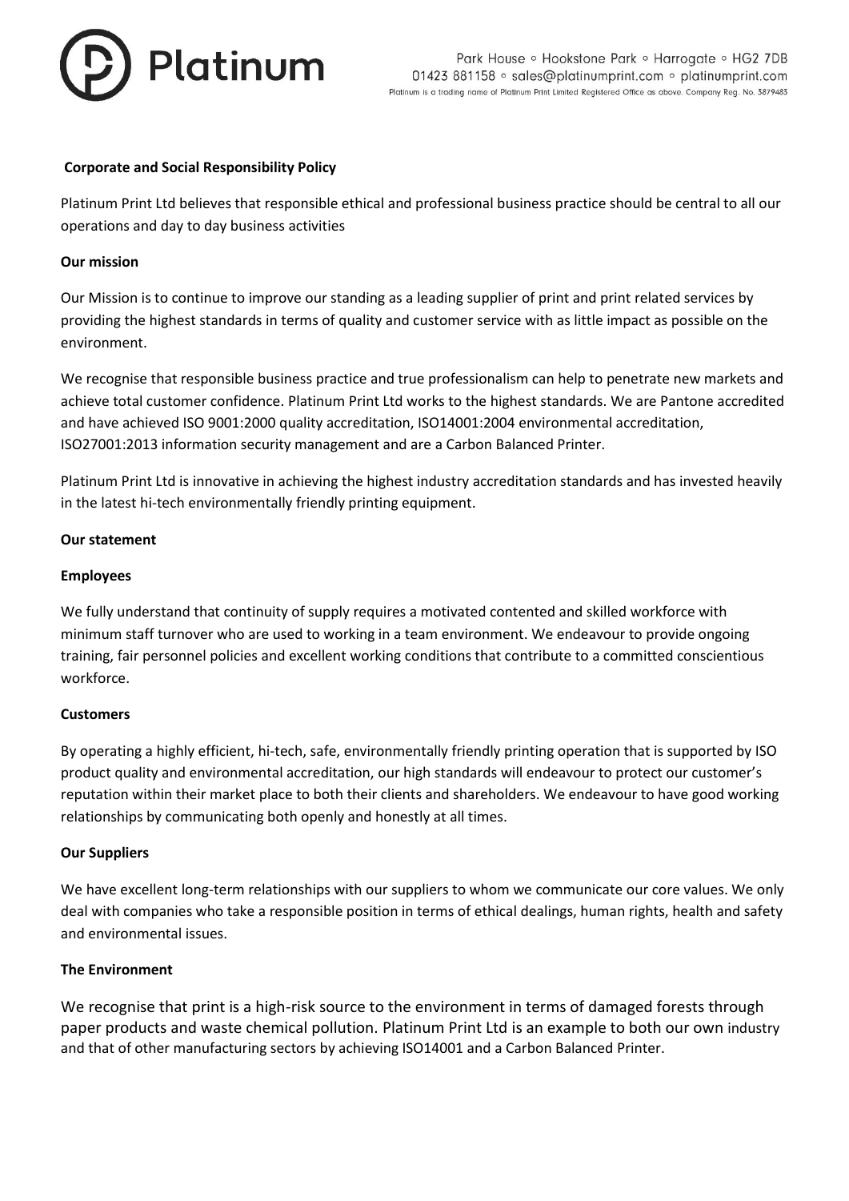# Corporate and Social Responsibility Policy

Platinum Print Ltd believes that responsible ethical and professional business practice should be central to all our operations and day to day business activities

## Our mission

Our Mission is to continue to improve our standing as a leading supplier of print and print related services by providing the highest standards in terms of quality and customer service with as little impact as possible on the environment.

We recognise that responsible business practice and true professionalism can help to penetrate new markets and achieve total customer confidence. Platinum Print Ltd works to the highest standards. We are Pantone accredited and have achieved ISO 9001:2000 quality accreditation, ISO14001:2004 environmental accreditation, ISO27001:2013 information security management and are a Carbon Balanced Printer.

Platinum Print Ltd is innovative in achieving the highest industry accreditation standards and has invested heavily in the latest hi-tech environmentally friendly printing equipment.

## Our statement

### Employees

We fully understand that continuity of supply requires a motivated contented and skilled workforce with minimum staff turnover who are used to working in a team environment. We endeavour to provide ongoing training, fair personnel policies and excellent working conditions that contribute to a committed conscientious workforce.

### Customers

By operating a highly efficient, hi-tech, safe, environmentally friendly printing operation that is supported by ISO product quality and environmental accreditation, our high standards will endeavour to protect our customer's reputation within their market place to both their clients and shareholders. We endeavour to have good working relationships by communicating both openly and honestly at all times.

### Our Suppliers

We have excellent long-term relationships with our suppliers to whom we communicate our core values. We only deal with companies who take a responsible position in terms of ethical dealings, human rights, health and safety and environmental issues.

### The Environment

We recognise that print is a high-risk source to the environment in terms of damaged forests through paper products and waste chemical pollution. Platinum Print Ltd is an example to both our own industry and that of other manufacturing sectors by achieving ISO14001 and a Carbon Balanced Printer.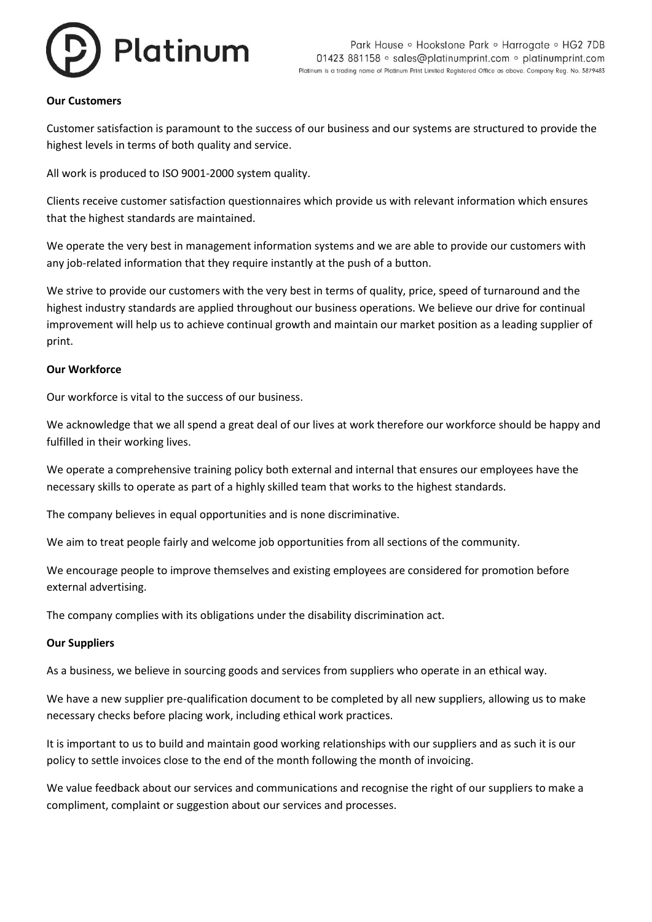**Our Customers**

Customer satisfaction is paramount to the success of our business and our systems are structured to provide the highest levels in terms of both quality and service.

All work is produced to ISO 9001-2000 system quality.

Clients receive customer satisfaction questionnaires which provide us with relevant information which ensures that the highest standards are maintained.

We operate the very best in management information systems and we are able to provide our customers with any job-related information that they require instantly at the push of a button.

We strive to provide our customers with the very best in terms of quality, price, speed of turnaround and the highest industry standards are applied throughout our business operations. We believe our drive for continual improvement will help us to achieve continual growth and maintain our market position as a leading supplier of print.

**Our Workforce**

Our workforce is vital to the success of our business.

We acknowledge that we all spend a great deal of our lives at work therefore our workforce should be happy and fulfilled in their working lives.

We operate a comprehensive training policy both external and internal that ensures our employees have the necessary skills to operate as part of a highly skilled team that works to the highest standards.

The company believes in equal opportunities and is none discriminative.

We aim to treat people fairly and welcome job opportunities from all sections of the community.

We encourage people to improve themselves and existing employees are considered for promotion before external advertising.

The company complies with its obligations under the disability discrimination act.

**Our Suppliers**

As a business, we believe in sourcing goods and services from suppliers who operate in an ethical way.

We have a new supplier pre-qualification document to be completed by all new suppliers, allowing us to make necessary checks before placing work, including ethical work practices.

It is important to us to build and maintain good working relationships with our suppliers and as such it is our policy to settle invoices close to the end of the month following the month of invoicing.

We value feedback about our services and communications and recognise the right of our suppliers to make a compliment, complaint or suggestion about our services and processes.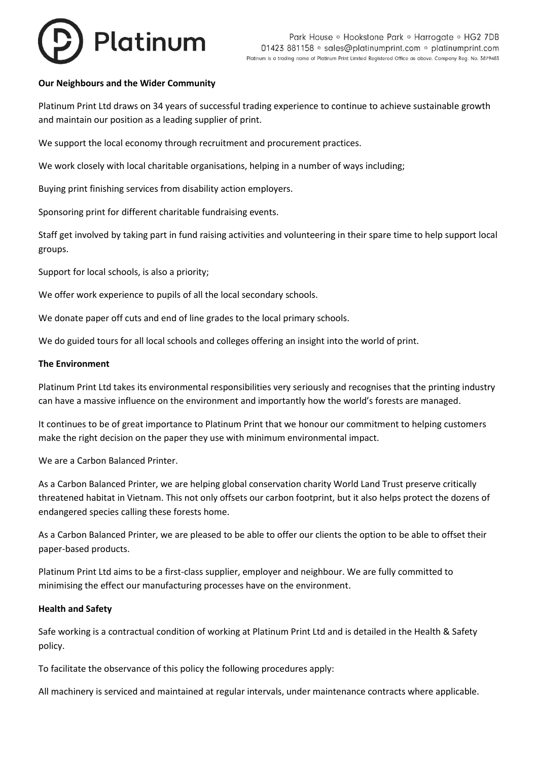**Our Neighbours and the Wider Community**

Platinum Print Ltd draws on 34 years of successful trading experience to continue to achieve sustainable growth and maintain our position as a leading supplier of print.

We support the local economy through recruitment and procurement practices.

We work closely with local charitable organisations, helping in a number of ways including;

Buying print finishing services from disability action employers.

Sponsoring print for different charitable fundraising events.

Staff get involved by taking part in fund raising activities and volunteering in their spare time to help support local groups.

Support for local schools, is also a priority;

We offer work experience to pupils of all the local secondary schools.

We donate paper off cuts and end of line grades to the local primary schools.

We do guided tours for all local schools and colleges offering an insight into the world of print.

**The Environment**

Platinum Print Ltd takes its environmental responsibilities very seriously and recognises that the printing industry can have a massive influence on the environment and importantly how the world's forests are managed.

It continues to be of great importance to Platinum Print that we honour our commitment to helping customers make the right decision on the paper they use with minimum environmental impact.

We are a Carbon Balanced Printer.

As a Carbon Balanced Printer, we are helping global conservation charity World Land Trust preserve critically threatened habitat in Vietnam. This not only offsets our carbon footprint, but it also helps protect the dozens of endangered species calling these forests home.

As a Carbon Balanced Printer, we are pleased to be able to offer our clients the option to be able to offset their paper-based products.

Platinum Print Ltd aims to be a first-class supplier, employer and neighbour. We are fully committed to minimising the effect our manufacturing processes have on the environment.

**Health and Safety**

Safe working is a contractual condition of working at Platinum Print Ltd and is detailed in the Health & Safety policy.

To facilitate the observance of this policy the following procedures apply:

All machinery is serviced and maintained at regular intervals, under maintenance contracts where applicable.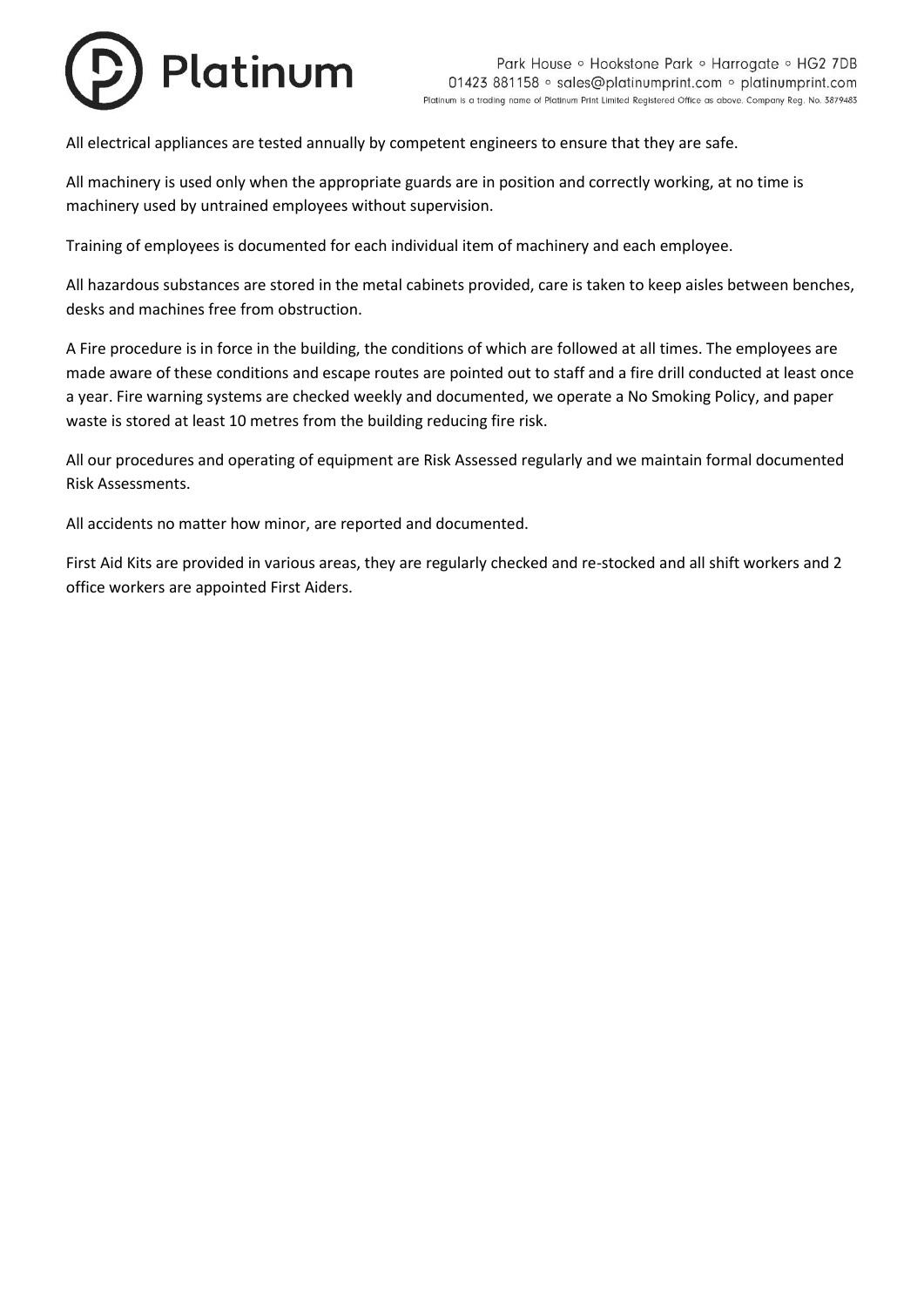All electrical appliances are tested annually by competent engineers to ensure that they are safe.

All machinery is used only when the appropriate guards are in position and correctly working, at no time is machinery used by untrained employees without supervision.

Training of employees is documented for each individual item of machinery and each employee.

All hazardous substances are stored in the metal cabinets provided, care is taken to keep aisles between benches, desks and machines free from obstruction.

A Fire procedure is in force in the building, the conditions of which are followed at all times. The employees are made aware of these conditions and escape routes are pointed out to staff and a fire drill conducted at least once a year. Fire warning systems are checked weekly and documented, we operate a No Smoking Policy, and paper waste is stored at least 10 metres from the building reducing fire risk.

All our procedures and operating of equipment are Risk Assessed regularly and we maintain formal documented Risk Assessments.

All accidents no matter how minor, are reported and documented.

First Aid Kits are provided in various areas, they are regularly checked and re-stocked and all shift workers and 2 office workers are appointed First Aiders.